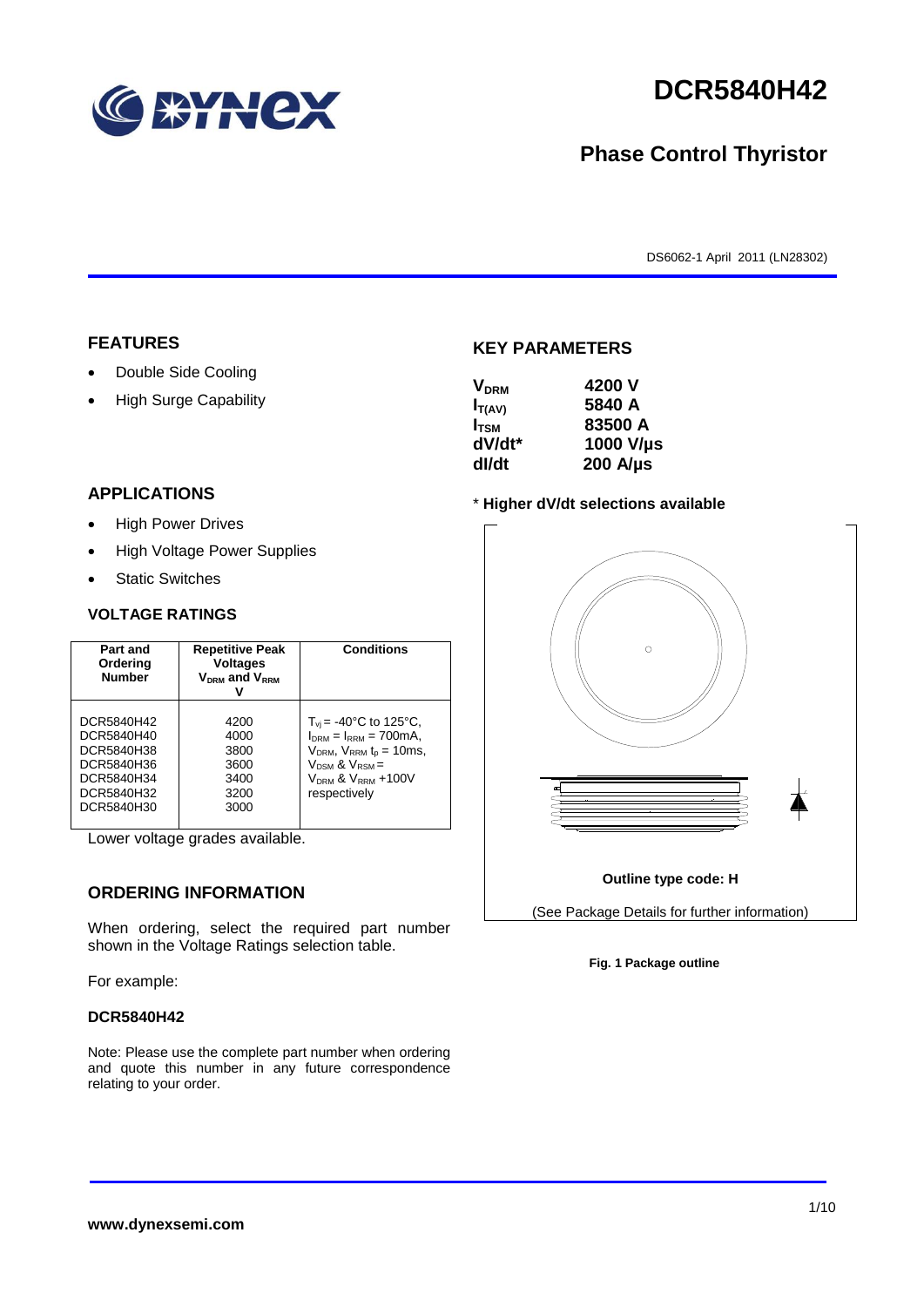# DCR5840H42

## Phase Control Thyristor

DS6062-1 April 2011 (LN28302)

## FEATURES

- Double Side Cooling
- High Surge Capability

## APPLICATIONS

- High Power Drives
- High Voltage Power Supplies
- Static Switches

## VOLTAGE RATINGS

| Part and Ordering Number | Repetitive Peak Voltages $V_{DRM}$ and $V_{RRM}$ V | Conditions |
|---|---|---|
| DCR5840H42<br>DCR5840H40<br>DCR5840H38<br>DCR5840H36<br>DCR5840H34<br>DCR5840H32<br>DCR5840H30 | 4200<br>4000<br>3800<br>3600<br>3400<br>3200<br>3000 | $T_{vj}$ = -40°C to 125°C,<br>$I_{DRM}$ = $I_{RRM}$ = 700mA,<br>$V_{DRM}$, $V_{RRM}$ $t_p$ = 10ms,<br>$V_{DSM}$ & $V_{RSM}$ =<br>$V_{DRM}$ & $V_{RRM}$ +100V<br>respectively |

Lower voltage grades available.

## ORDERING INFORMATION

When ordering, select the required part number shown in the Voltage Ratings selection table.

For example:

**DCR5840H42**

Note: Please use the complete part number when ordering and quote this number in any future correspondence relating to your order.

## KEY PARAMETERS

| | |
|---|---|
| $V_{DRM}$ | 4200 V |
| $I_{T(AV)}$ | 5840 A |
| $I_{TSM}$ | 83500 A |
| dV/dt* | 1000 V/µs |
| dI/dt | 200 A/µs |

\* **Higher dV/dt selections available**

**Outline type code: H**

(See Package Details for further information)

**Fig. 1 Package outline**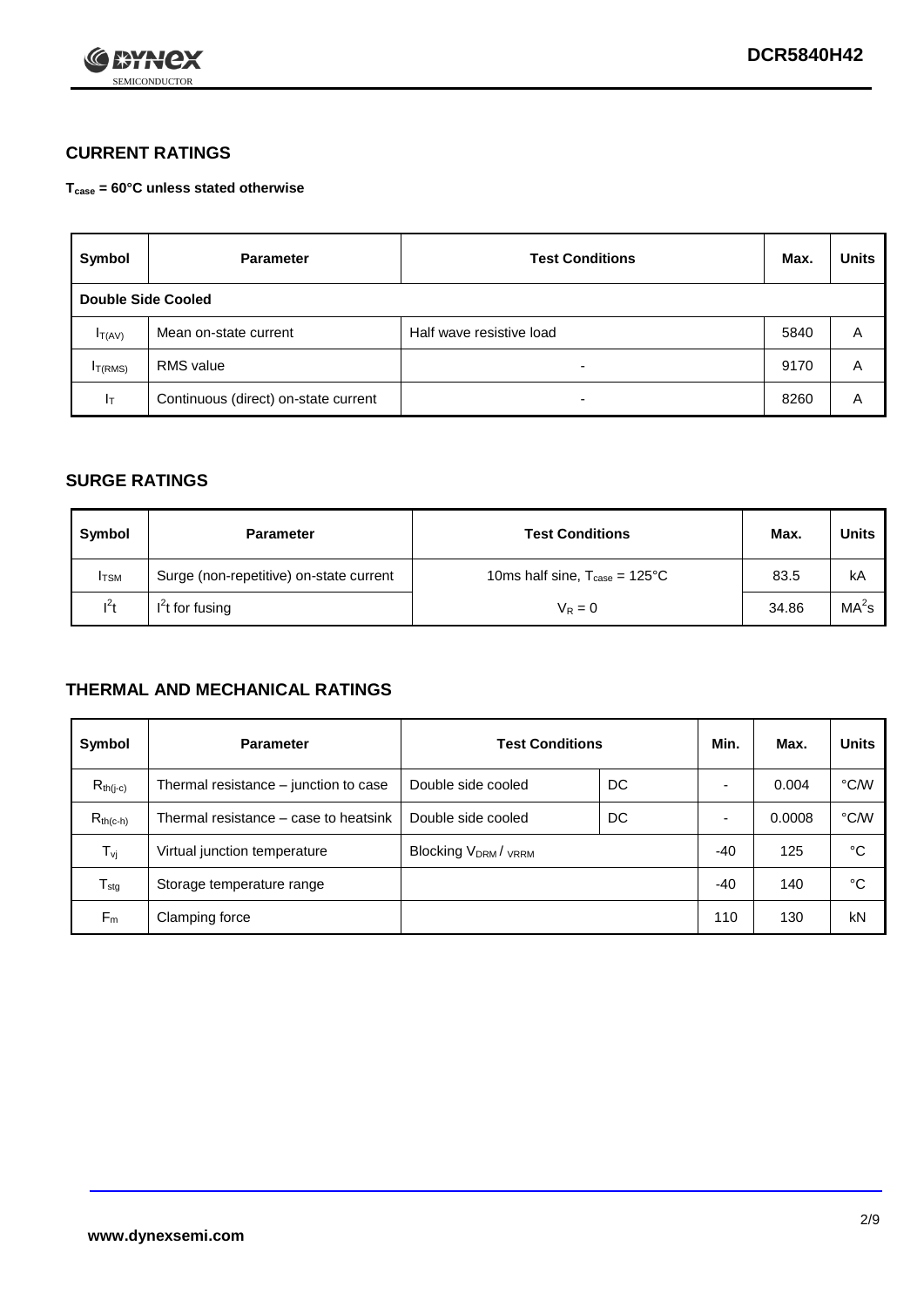## CURRENT RATINGS

**$T_{case}$ = 60°C unless stated otherwise**

| Symbol | Parameter | Test Conditions | Max. | Units |
|---|---|---|---|---|
| **Double Side Cooled** | | | | |
| $I_{T(AV)}$ | Mean on-state current | Half wave resistive load | 5840 | A |
| $I_{T(RMS)}$ | RMS value | - | 9170 | A |
| $I_T$ | Continuous (direct) on-state current | - | 8260 | A |

## SURGE RATINGS

| Symbol | Parameter | Test Conditions | Max. | Units |
|---|---|---|---|---|
| $I_{TSM}$ | Surge (non-repetitive) on-state current | 10ms half sine, $T_{case}$ = 125°C | 83.5 | kA |
| $I^2t$ | $I^2t$ for fusing | $V_R = 0$ | 34.86 | $MA^2s$ |

## THERMAL AND MECHANICAL RATINGS

| Symbol | Parameter | Test Conditions | | Min. | Max. | Units |
|---|---|---|---|---|---|---|
| $R_{th(j-c)}$ | Thermal resistance – junction to case | Double side cooled | DC | - | 0.004 | °C/W |
| $R_{th(c-h)}$ | Thermal resistance – case to heatsink | Double side cooled | DC | - | 0.0008 | °C/W |
| $T_{vj}$ | Virtual junction temperature | Blocking $V_{DRM}$ / $V_{RRM}$ | | -40 | 125 | °C |
| $T_{stg}$ | Storage temperature range | | | -40 | 140 | °C |
| $F_m$ | Clamping force | | | 110 | 130 | kN |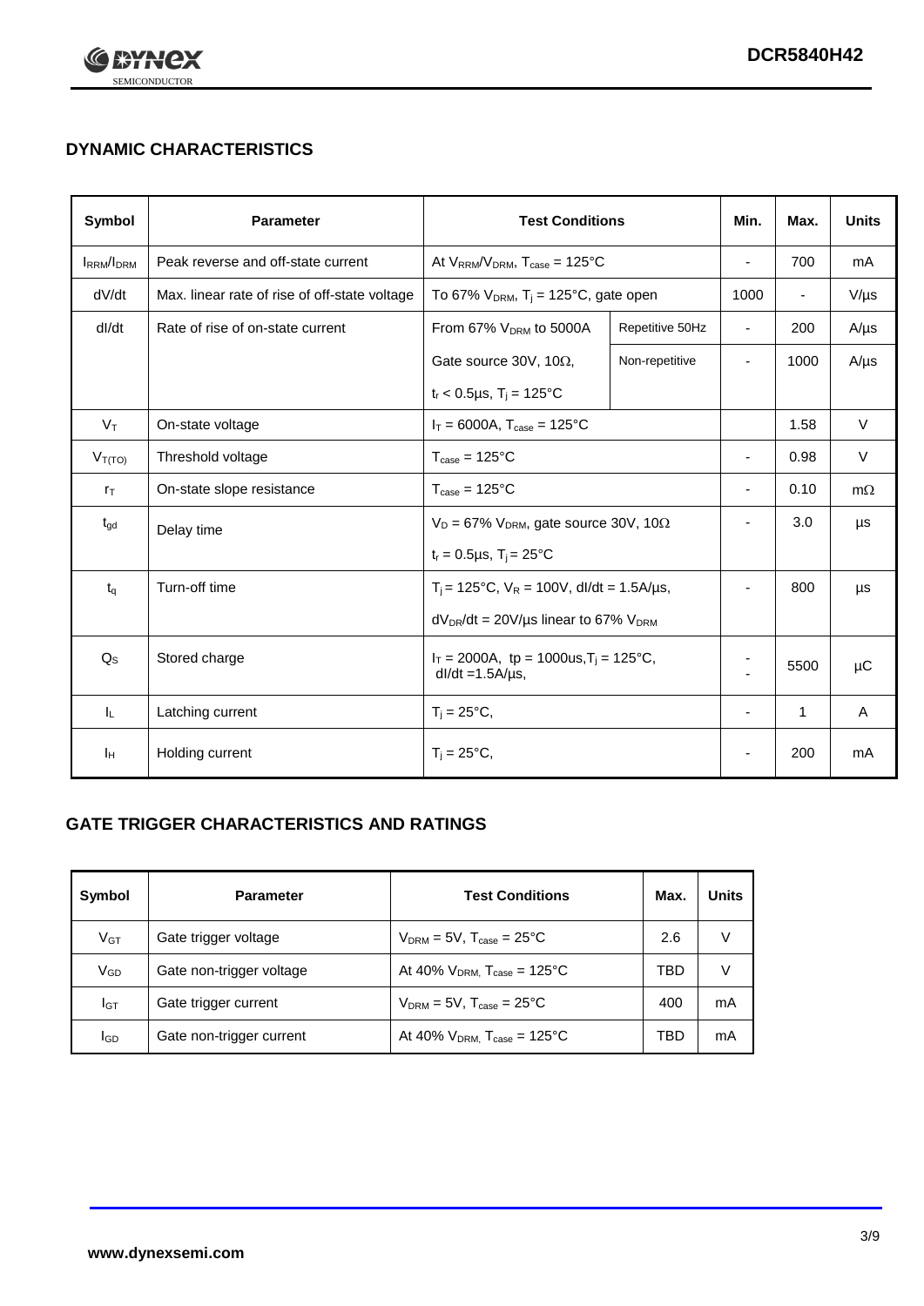## DYNAMIC CHARACTERISTICS

| Symbol | Parameter | Test Conditions | | Min. | Max. | Units |
|---|---|---|---|---|---|---|
| $I_{RRM}/I_{DRM}$ | Peak reverse and off-state current | At $V_{RRM}/V_{DRM}$, $T_{case}$ = 125°C | | - | 700 | mA |
| dV/dt | Max. linear rate of rise of off-state voltage | To 67% $V_{DRM}$, $T_j$ = 125°C, gate open | | 1000 | - | V/µs |
| dI/dt | Rate of rise of on-state current | From 67% $V_{DRM}$ to 5000A | Repetitive 50Hz | - | 200 | A/µs |
| | | Gate source 30V, 10Ω, | Non-repetitive | - | 1000 | A/µs |
| | | $t_r$ < 0.5µs, $T_j$ = 125°C | | | | |
| $V_T$ | On-state voltage | $I_T$ = 6000A, $T_{case}$ = 125°C | | | 1.58 | V |
| $V_{T(TO)}$ | Threshold voltage | $T_{case}$ = 125°C | | - | 0.98 | V |
| $r_T$ | On-state slope resistance | $T_{case}$ = 125°C | | - | 0.10 | mΩ |
| $t_{gd}$ | Delay time | $V_D$ = 67% $V_{DRM}$, gate source 30V, 10Ω | | - | 3.0 | µs |
| | | $t_r$ = 0.5µs, $T_j$ = 25°C | | | | |
| $t_q$ | Turn-off time | $T_j$ = 125°C, $V_R$ = 100V, dI/dt = 1.5A/µs, | | - | 800 | µs |
| | | $dV_{DR}/dt$ = 20V/µs linear to 67% $V_{DRM}$ | | | | |
| $Q_S$ | Stored charge | $I_T$ = 2000A, tp = 1000us, $T_j$ = 125°C, dI/dt =1.5A/µs, | | - | 5500 | µC |
| $I_L$ | Latching current | $T_j$ = 25°C, | | - | 1 | A |
| $I_H$ | Holding current | $T_j$ = 25°C, | | - | 200 | mA |

## GATE TRIGGER CHARACTERISTICS AND RATINGS

| Symbol | Parameter | Test Conditions | Max. | Units |
|---|---|---|---|---|
| $V_{GT}$ | Gate trigger voltage | $V_{DRM}$ = 5V, $T_{case}$ = 25°C | 2.6 | V |
| $V_{GD}$ | Gate non-trigger voltage | At 40% $V_{DRM}$, $T_{case}$ = 125°C | TBD | V |
| $I_{GT}$ | Gate trigger current | $V_{DRM}$ = 5V, $T_{case}$ = 25°C | 400 | mA |
| $I_{GD}$ | Gate non-trigger current | At 40% $V_{DRM}$, $T_{case}$ = 125°C | TBD | mA |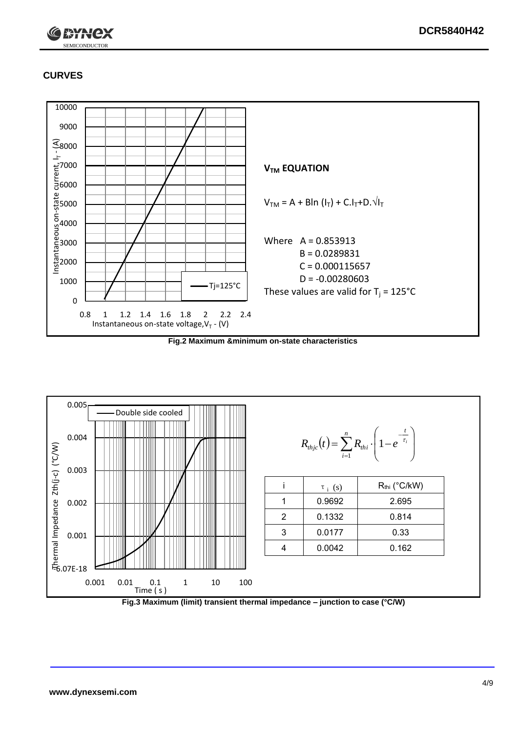## CURVES

### $V_{TM}$ EQUATION

$$V_{TM} = A + B\ln(I_T) + C.I_T + D.\sqrt{I_T}$$

Where A = 0.853913
B = 0.0289831
C = 0.000115657
D = -0.00280603

These values are valid for $T_j$ = 125°C

**Fig.2 Maximum &minimum on-state characteristics**

$$R_{thjc}(t) = \sum_{i=1}^{n} R_{thi} \cdot \left(1 - e^{-\frac{t}{\tau_i}}\right)$$

| i | $\tau_i$ (s) | $R_{thi}$ (°C/kW) |
|---|---|---|
| 1 | 0.9692 | 2.695 |
| 2 | 0.1332 | 0.814 |
| 3 | 0.0177 | 0.33 |
| 4 | 0.0042 | 0.162 |

**Fig.3 Maximum (limit) transient thermal impedance – junction to case (°C/W)**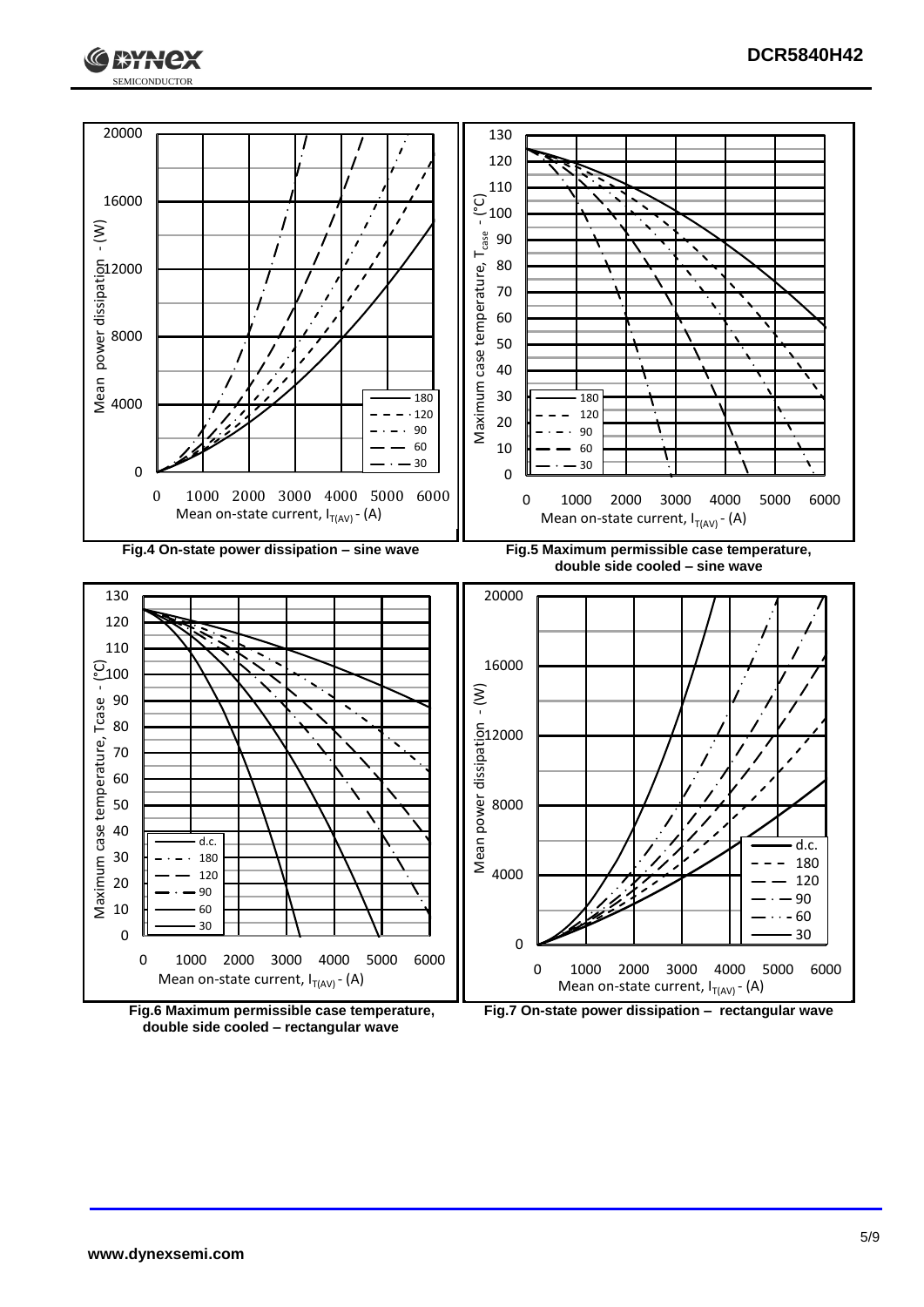Fig.4 On-state power dissipation – sine wave

Fig.5 Maximum permissible case temperature, double side cooled – sine wave

Fig.6 Maximum permissible case temperature, double side cooled – rectangular wave

Fig.7 On-state power dissipation – rectangular wave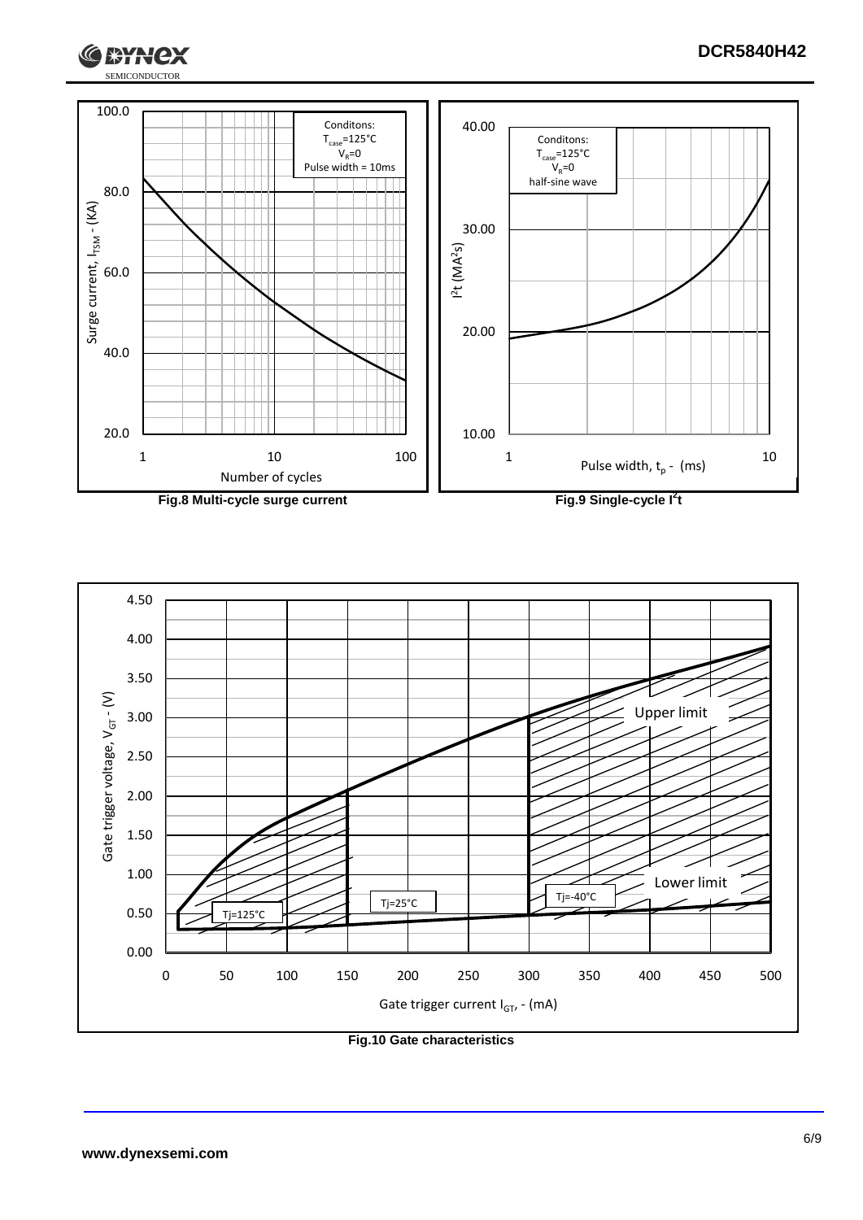Conditons:
$T_{case}$=125°C
$V_R$=0
Pulse width = 10ms

Surge current, $I_{TSM}$ - (KA)

Number of cycles

**Fig.8 Multi-cycle surge current**

Conditons:
$T_{case}$=125°C
$V_R$=0
half-sine wave

$I^2t$ ($MA^2s$)

Pulse width, $t_p$ - (ms)

**Fig.9 Single-cycle $I^2t$**

Upper limit

Lower limit

Tj=125°C

Tj=25°C

Tj=-40°C

Gate trigger voltage, $V_{GT}$ - (V)

Gate trigger current $I_{GT}$, - (mA)

**Fig.10 Gate characteristics**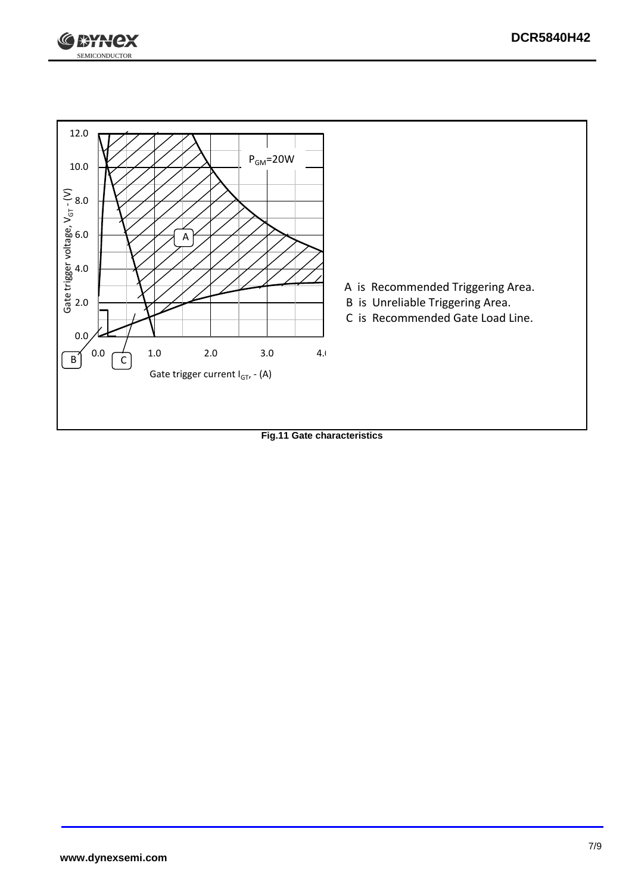A is Recommended Triggering Area.
B is Unreliable Triggering Area.
C is Recommended Gate Load Line.

**Fig.11 Gate characteristics**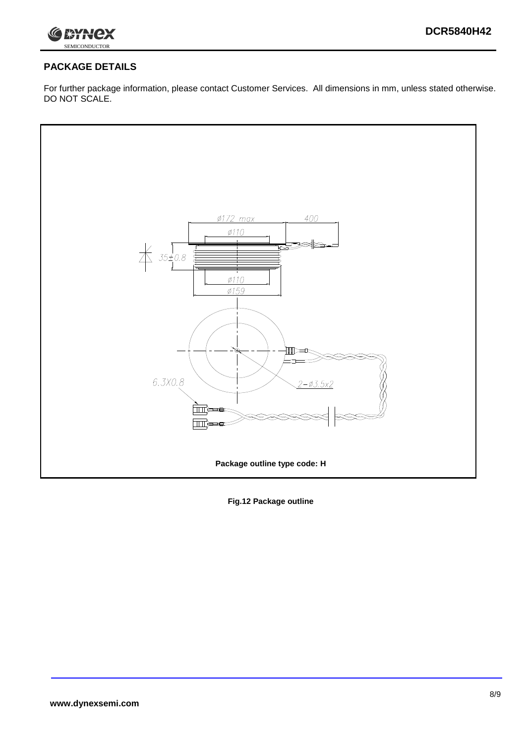## PACKAGE DETAILS

For further package information, please contact Customer Services. All dimensions in mm, unless stated otherwise. DO NOT SCALE.

Package outline type code: H

**Fig.12 Package outline**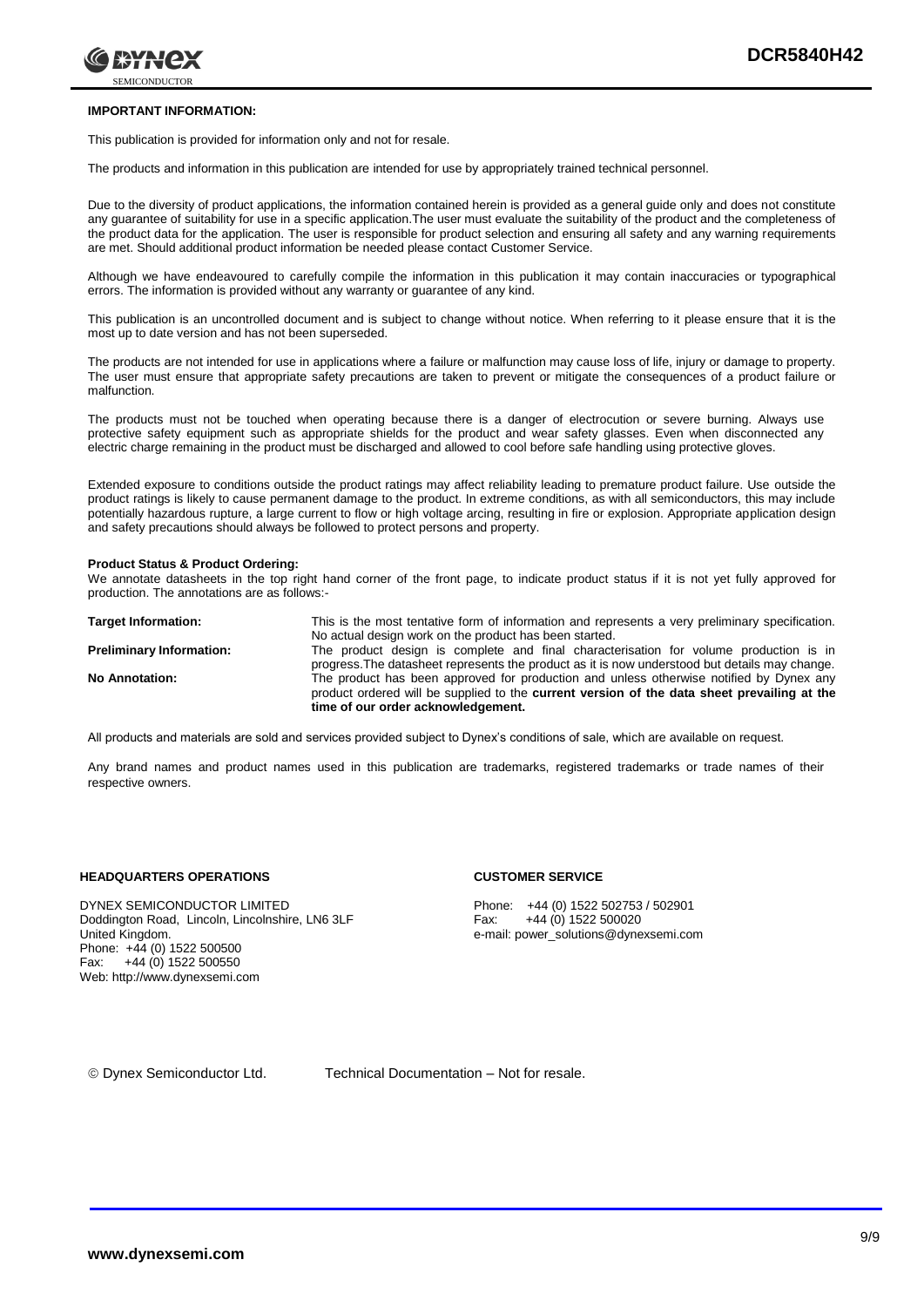**IMPORTANT INFORMATION:**

This publication is provided for information only and not for resale.

The products and information in this publication are intended for use by appropriately trained technical personnel.

Due to the diversity of product applications, the information contained herein is provided as a general guide only and does not constitute any guarantee of suitability for use in a specific application.The user must evaluate the suitability of the product and the completeness of the product data for the application. The user is responsible for product selection and ensuring all safety and any warning requirements are met. Should additional product information be needed please contact Customer Service.

Although we have endeavoured to carefully compile the information in this publication it may contain inaccuracies or typographical errors. The information is provided without any warranty or guarantee of any kind.

This publication is an uncontrolled document and is subject to change without notice. When referring to it please ensure that it is the most up to date version and has not been superseded.

The products are not intended for use in applications where a failure or malfunction may cause loss of life, injury or damage to property. The user must ensure that appropriate safety precautions are taken to prevent or mitigate the consequences of a product failure or malfunction.

The products must not be touched when operating because there is a danger of electrocution or severe burning. Always use protective safety equipment such as appropriate shields for the product and wear safety glasses. Even when disconnected any electric charge remaining in the product must be discharged and allowed to cool before safe handling using protective gloves.

Extended exposure to conditions outside the product ratings may affect reliability leading to premature product failure. Use outside the product ratings is likely to cause permanent damage to the product. In extreme conditions, as with all semiconductors, this may include potentially hazardous rupture, a large current to flow or high voltage arcing, resulting in fire or explosion. Appropriate application design and safety precautions should always be followed to protect persons and property.

**Product Status & Product Ordering:**

We annotate datasheets in the top right hand corner of the front page, to indicate product status if it is not yet fully approved for production. The annotations are as follows:-

| | |
|---|---|
| **Target Information:** | This is the most tentative form of information and represents a very preliminary specification. No actual design work on the product has been started. |
| **Preliminary Information:** | The product design is complete and final characterisation for volume production is in progress.The datasheet represents the product as it is now understood but details may change. |
| **No Annotation:** | The product has been approved for production and unless otherwise notified by Dynex any product ordered will be supplied to the **current version of the data sheet prevailing at the time of our order acknowledgement.** |

All products and materials are sold and services provided subject to Dynex's conditions of sale, which are available on request.

Any brand names and product names used in this publication are trademarks, registered trademarks or trade names of their respective owners.

**HEADQUARTERS OPERATIONS**

DYNEX SEMICONDUCTOR LIMITED
Doddington Road, Lincoln, Lincolnshire, LN6 3LF
United Kingdom.
Phone: +44 (0) 1522 500500
Fax: +44 (0) 1522 500550
Web: http://www.dynexsemi.com

**CUSTOMER SERVICE**

Phone: +44 (0) 1522 502753 / 502901
Fax: +44 (0) 1522 500020
e-mail: power_solutions@dynexsemi.com

© Dynex Semiconductor Ltd. Technical Documentation – Not for resale.